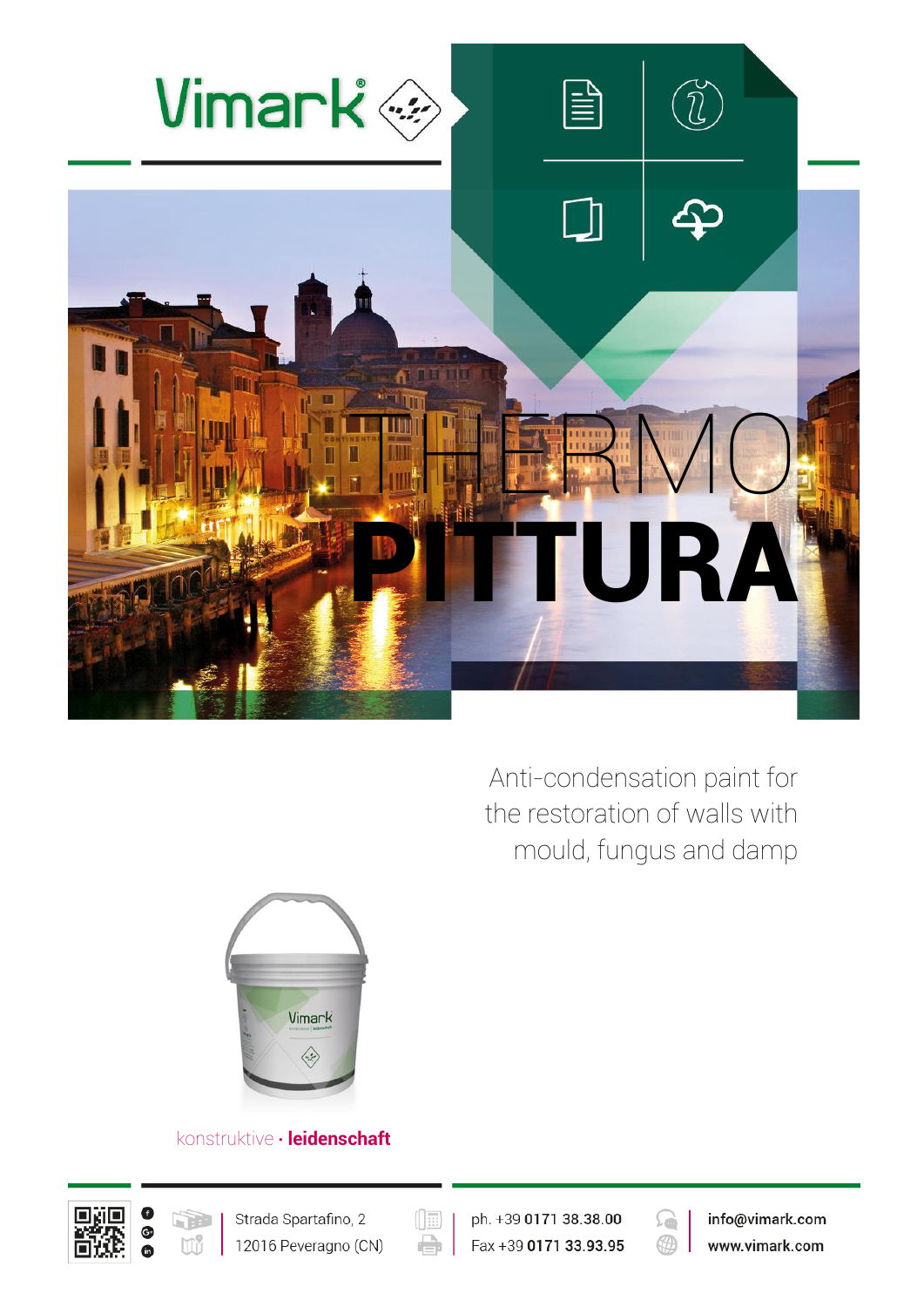Vimark®

# THERMO PITTURA

Anti-condensation paint for the restoration of walls with mould, fungus and damp

konstruktive · **leidenschaft**

Strada Spartafino, 2
12016 Peveragno (CN)

ph. +39 **0171 38.38.00**
Fax +39 **0171 33.93.95**

**info@vimark.com**
**www.vimark.com**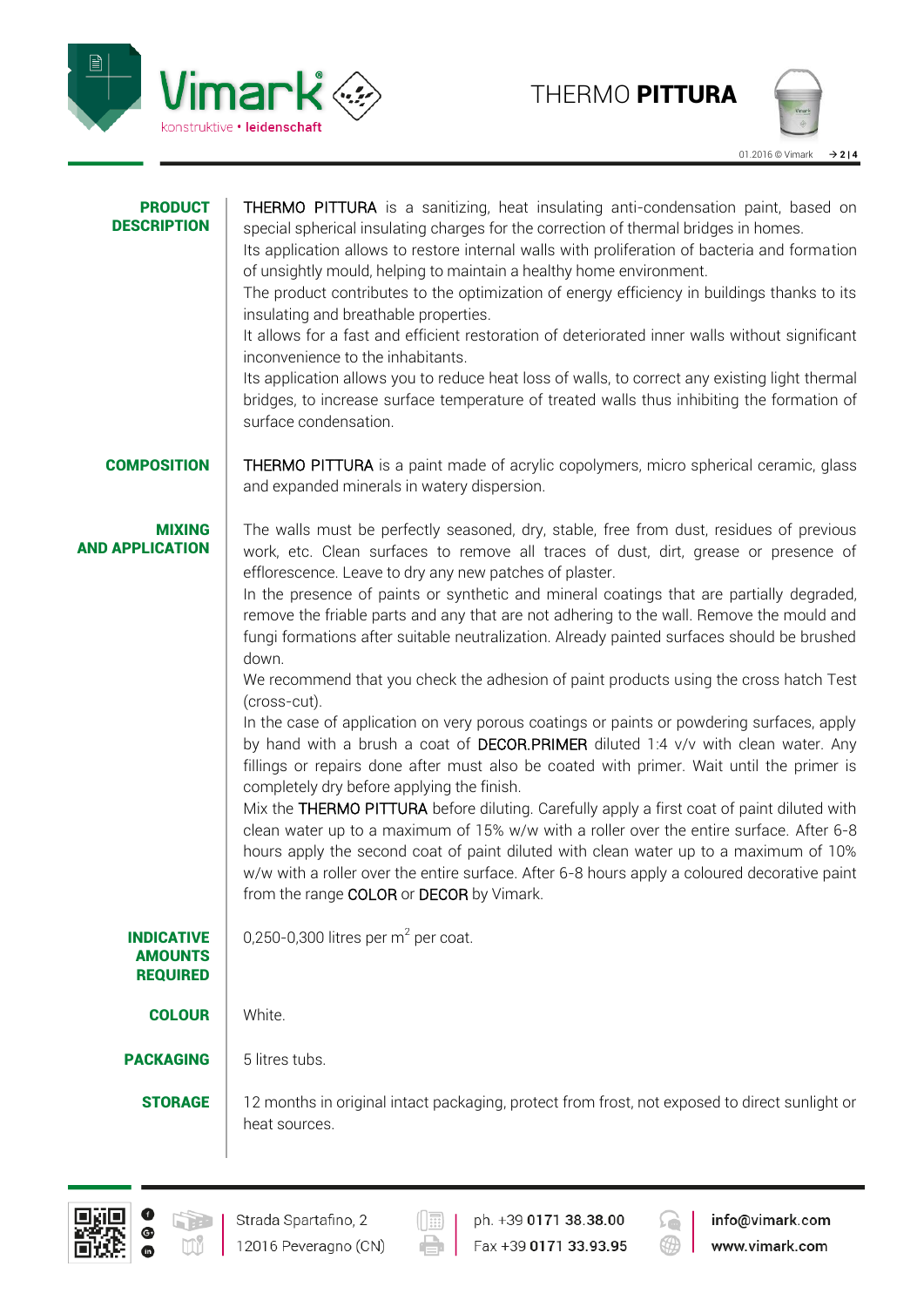## PRODUCT DESCRIPTION

THERMO PITTURA is a sanitizing, heat insulating anti-condensation paint, based on special spherical insulating charges for the correction of thermal bridges in homes.
Its application allows to restore internal walls with proliferation of bacteria and formation of unsightly mould, helping to maintain a healthy home environment.
The product contributes to the optimization of energy efficiency in buildings thanks to its insulating and breathable properties.
It allows for a fast and efficient restoration of deteriorated inner walls without significant inconvenience to the inhabitants.
Its application allows you to reduce heat loss of walls, to correct any existing light thermal bridges, to increase surface temperature of treated walls thus inhibiting the formation of surface condensation.

## COMPOSITION

THERMO PITTURA is a paint made of acrylic copolymers, micro spherical ceramic, glass and expanded minerals in watery dispersion.

## MIXING AND APPLICATION

The walls must be perfectly seasoned, dry, stable, free from dust, residues of previous work, etc. Clean surfaces to remove all traces of dust, dirt, grease or presence of efflorescence. Leave to dry any new patches of plaster.
In the presence of paints or synthetic and mineral coatings that are partially degraded, remove the friable parts and any that are not adhering to the wall. Remove the mould and fungi formations after suitable neutralization. Already painted surfaces should be brushed down.
We recommend that you check the adhesion of paint products using the cross hatch Test (cross-cut).
In the case of application on very porous coatings or paints or powdering surfaces, apply by hand with a brush a coat of DECOR.PRIMER diluted 1:4 v/v with clean water. Any fillings or repairs done after must also be coated with primer. Wait until the primer is completely dry before applying the finish.
Mix the THERMO PITTURA before diluting. Carefully apply a first coat of paint diluted with clean water up to a maximum of 15% w/w with a roller over the entire surface. After 6-8 hours apply the second coat of paint diluted with clean water up to a maximum of 10% w/w with a roller over the entire surface. After 6-8 hours apply a coloured decorative paint from the range COLOR or DECOR by Vimark.

## INDICATIVE AMOUNTS REQUIRED

0,250-0,300 litres per m$^2$ per coat.

## COLOUR

White.

## PACKAGING

5 litres tubs.

## STORAGE

12 months in original intact packaging, protect from frost, not exposed to direct sunlight or heat sources.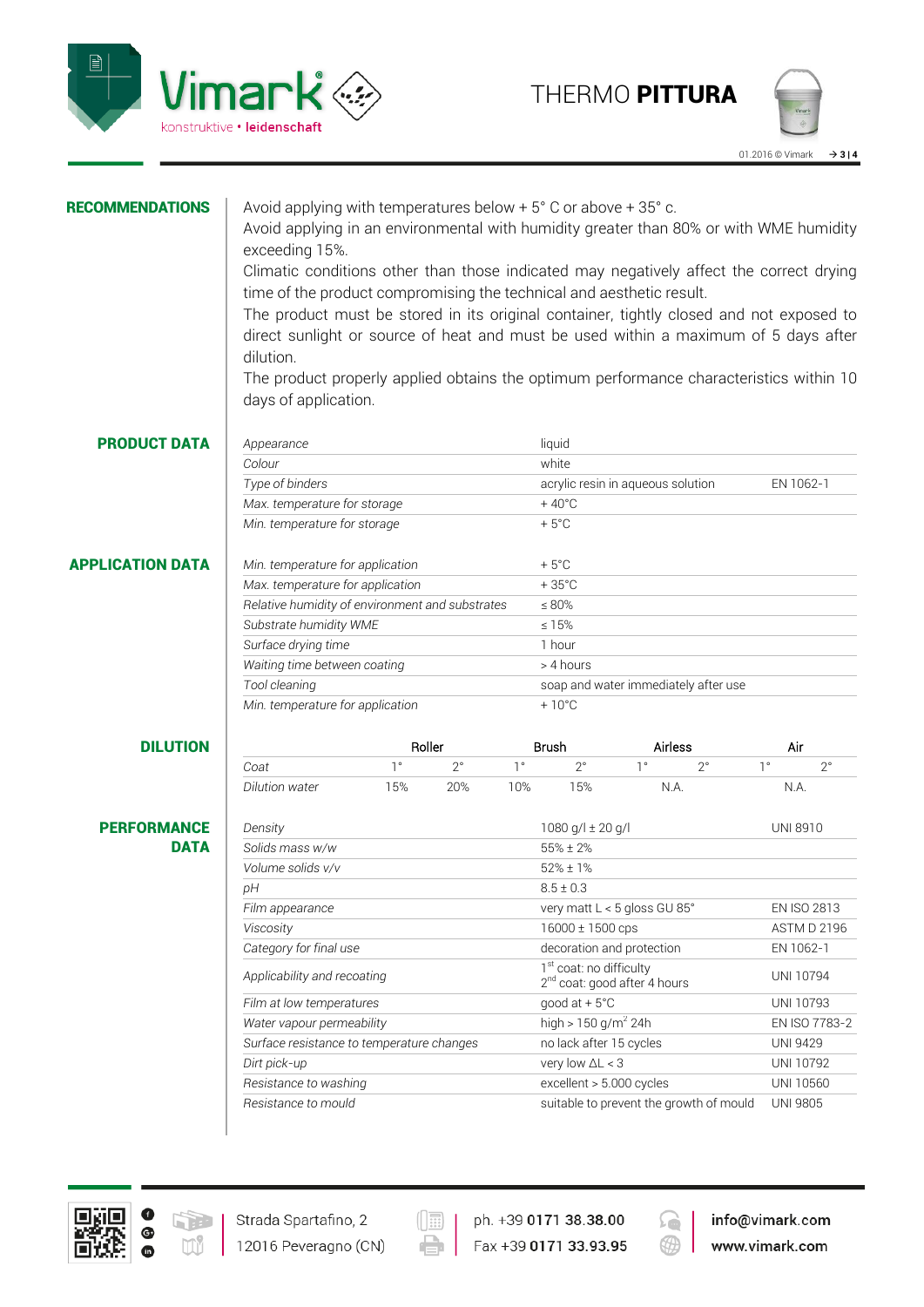## RECOMMENDATIONS

Avoid applying with temperatures below + 5° C or above + 35° c.
Avoid applying in an environmental with humidity greater than 80% or with WME humidity exceeding 15%.
Climatic conditions other than those indicated may negatively affect the correct drying time of the product compromising the technical and aesthetic result.
The product must be stored in its original container, tightly closed and not exposed to direct sunlight or source of heat and must be used within a maximum of 5 days after dilution.
The product properly applied obtains the optimum performance characteristics within 10 days of application.

## PRODUCT DATA

| | | |
|---|---|---|
| *Appearance* | liquid | |
| *Colour* | white | |
| *Type of binders* | acrylic resin in aqueous solution | EN 1062-1 |
| *Max. temperature for storage* | + 40°C | |
| *Min. temperature for storage* | + 5°C | |

## APPLICATION DATA

| | |
|---|---|
| *Min. temperature for application* | + 5°C |
| *Max. temperature for application* | + 35°C |
| *Relative humidity of environment and substrates* | ≤ 80% |
| *Substrate humidity WME* | ≤ 15% |
| *Surface drying time* | 1 hour |
| *Waiting time between coating* | > 4 hours |
| *Tool cleaning* | soap and water immediately after use |
| *Min. temperature for application* | + 10°C |

## DILUTION

| | Roller | | Brush | | Airless | | Air | |
|---|---|---|---|---|---|---|---|---|
| *Coat* | 1° | 2° | 1° | 2° | 1° | 2° | 1° | 2° |
| *Dilution water* | 15% | 20% | 10% | 15% | N.A. | | N.A. | |

## PERFORMANCE DATA

| | | |
|---|---|---|
| *Density* | 1080 g/l ± 20 g/l | UNI 8910 |
| *Solids mass w/w* | 55% ± 2% | |
| *Volume solids v/v* | 52% ± 1% | |
| *pH* | 8.5 ± 0.3 | |
| *Film appearance* | very matt L < 5 gloss GU 85° | EN ISO 2813 |
| *Viscosity* | 16000 ± 1500 cps | ASTM D 2196 |
| *Category for final use* | decoration and protection | EN 1062-1 |
| *Applicability and recoating* | 1st coat: no difficulty<br>2nd coat: good after 4 hours | UNI 10794 |
| *Film at low temperatures* | good at + 5°C | UNI 10793 |
| *Water vapour permeability* | high > 150 g/m$^2$ 24h | EN ISO 7783-2 |
| *Surface resistance to temperature changes* | no lack after 15 cycles | UNI 9429 |
| *Dirt pick-up* | very low ΔL < 3 | UNI 10792 |
| *Resistance to washing* | excellent > 5.000 cycles | UNI 10560 |
| *Resistance to mould* | suitable to prevent the growth of mould | UNI 9805 |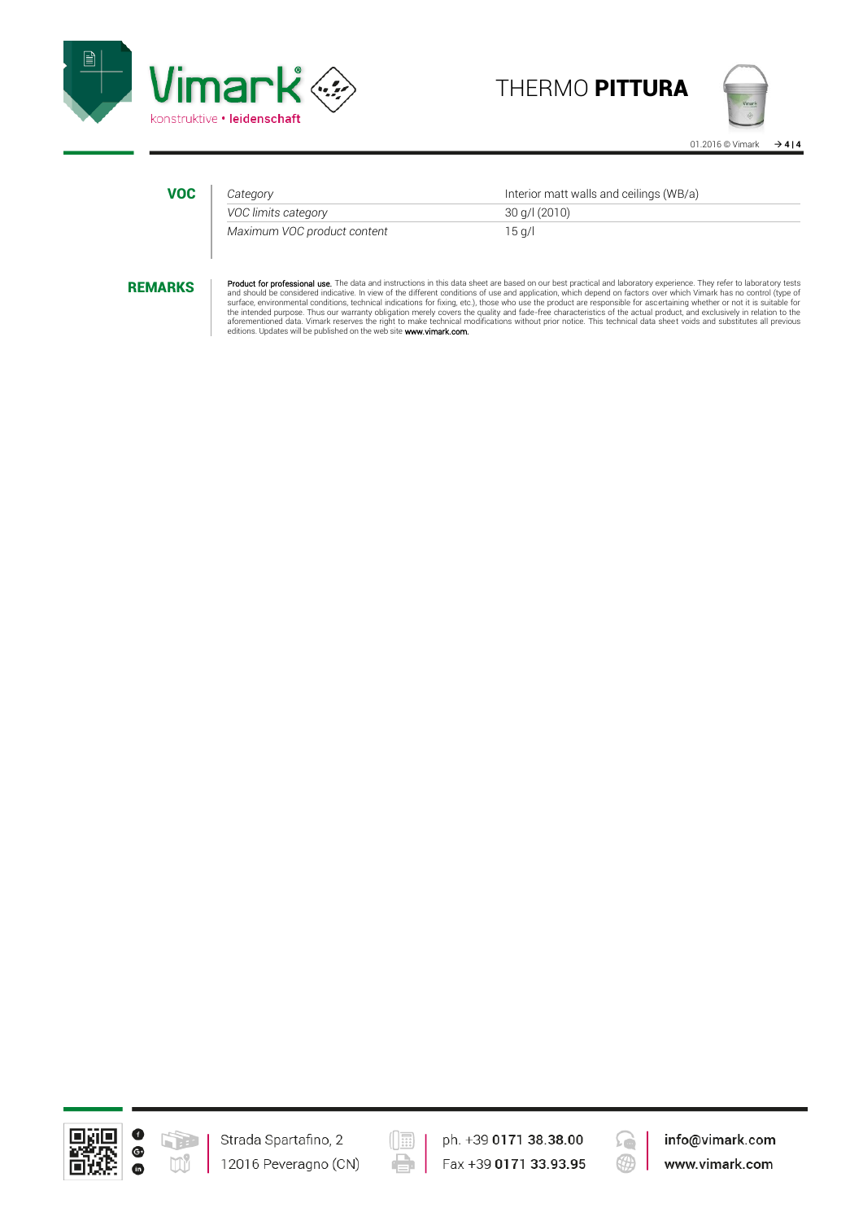## VOC

| | |
|---|---|
| *Category* | Interior matt walls and ceilings (WB/a) |
| *VOC limits category* | 30 g/l (2010) |
| *Maximum VOC product content* | 15 g/l |

## REMARKS

Product for professional use. The data and instructions in this data sheet are based on our best practical and laboratory experience. They refer to laboratory tests and should be considered indicative. In view of the different conditions of use and application, which depend on factors over which Vimark has no control (type of surface, environmental conditions, technical indications for fixing, etc.), those who use the product are responsible for ascertaining whether or not it is suitable for the intended purpose. Thus our warranty obligation merely covers the quality and fade-free characteristics of the actual product, and exclusively in relation to the aforementioned data. Vimark reserves the right to make technical modifications without prior notice. This technical data sheet voids and substitutes all previous editions. Updates will be published on the web site www.vimark.com.